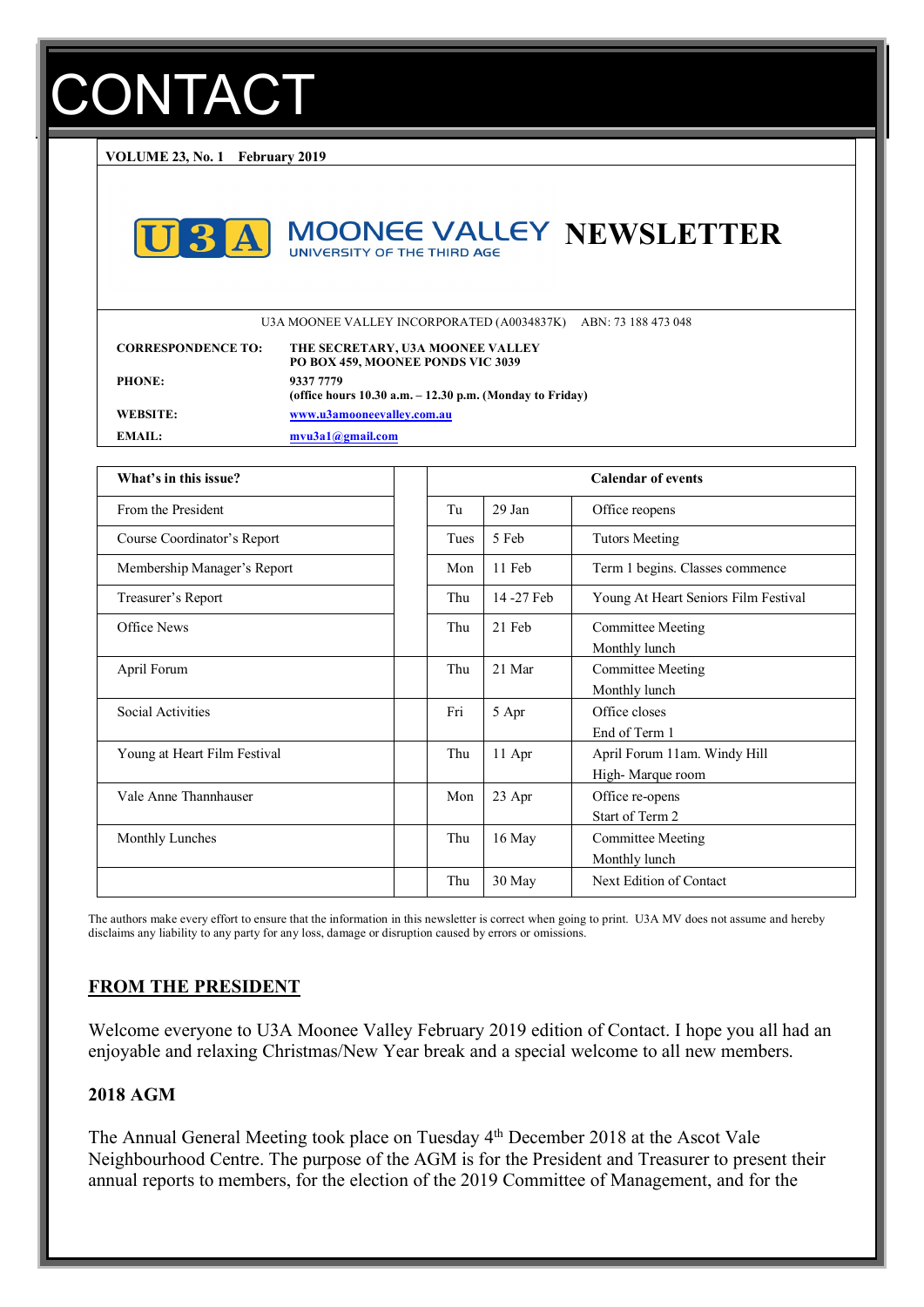# CONTACT

**VOLUME 23, No. 1 February 2019**

# U3A MOONEE VALLEY NEWSLETTER

UNIVERSITY OF THE THIRD AGE

U3A MOONEE VALLEY INCORPORATED (A0034837K) ABN: 73 188 473 048

| | |
|---|---|
| **CORRESPONDENCE TO:** | **THE SECRETARY, U3A MOONEE VALLEY**<br>**PO BOX 459, MOONEE PONDS VIC 3039** |
| **PHONE:** | **9337 7779**<br>**(office hours 10.30 a.m. – 12.30 p.m. (Monday to Friday)** |
| **WEBSITE:** | **www.u3amooneevalley.com.au** |
| **EMAIL:** | **mvu3a1@gmail.com** |

| What's in this issue? |
|---|
| From the President |
| Course Coordinator's Report |
| Membership Manager's Report |
| Treasurer's Report |
| Office News |
| April Forum |
| Social Activities |
| Young at Heart Film Festival |
| Vale Anne Thannhauser |
| Monthly Lunches |

| Calendar of events | | |
|---|---|---|
| Tu | 29 Jan | Office reopens |
| Tues | 5 Feb | Tutors Meeting |
| Mon | 11 Feb | Term 1 begins. Classes commence |
| Thu | 14 -27 Feb | Young At Heart Seniors Film Festival |
| Thu | 21 Feb | Committee Meeting<br>Monthly lunch |
| Thu | 21 Mar | Committee Meeting<br>Monthly lunch |
| Fri | 5 Apr | Office closes<br>End of Term 1 |
| Thu | 11 Apr | April Forum 11am. Windy Hill<br>High- Marque room |
| Mon | 23 Apr | Office re-opens<br>Start of Term 2 |
| Thu | 16 May | Committee Meeting<br>Monthly lunch |
| Thu | 30 May | Next Edition of Contact |

The authors make every effort to ensure that the information in this newsletter is correct when going to print. U3A MV does not assume and hereby disclaims any liability to any party for any loss, damage or disruption caused by errors or omissions.

## FROM THE PRESIDENT

Welcome everyone to U3A Moonee Valley February 2019 edition of Contact. I hope you all had an enjoyable and relaxing Christmas/New Year break and a special welcome to all new members.

### 2018 AGM

The Annual General Meeting took place on Tuesday 4th December 2018 at the Ascot Vale Neighbourhood Centre. The purpose of the AGM is for the President and Treasurer to present their annual reports to members, for the election of the 2019 Committee of Management, and for the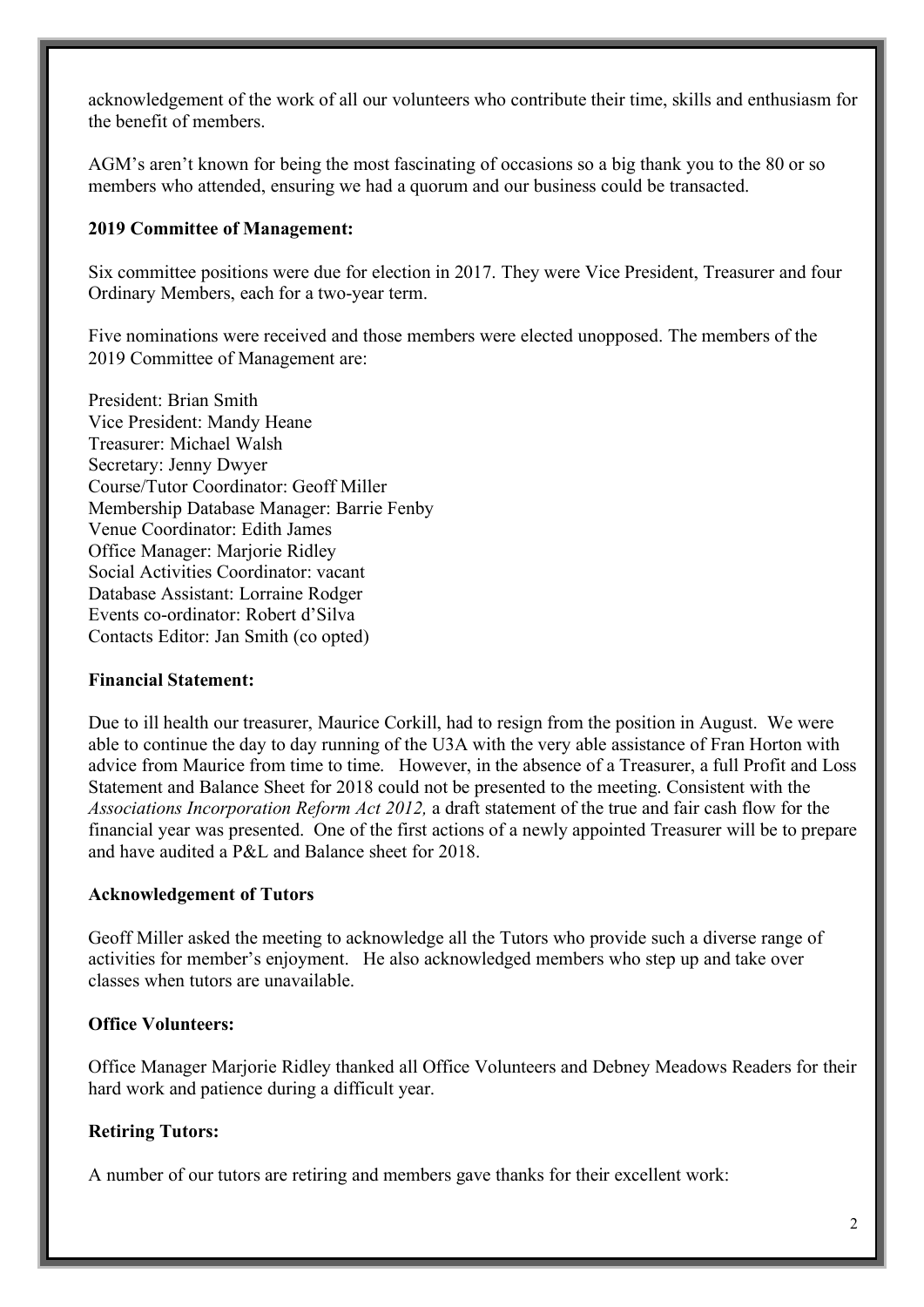acknowledgement of the work of all our volunteers who contribute their time, skills and enthusiasm for the benefit of members.

AGM's aren't known for being the most fascinating of occasions so a big thank you to the 80 or so members who attended, ensuring we had a quorum and our business could be transacted.

**2019 Committee of Management:**

Six committee positions were due for election in 2017. They were Vice President, Treasurer and four Ordinary Members, each for a two-year term.

Five nominations were received and those members were elected unopposed. The members of the 2019 Committee of Management are:

President: Brian Smith
Vice President: Mandy Heane
Treasurer: Michael Walsh
Secretary: Jenny Dwyer
Course/Tutor Coordinator: Geoff Miller
Membership Database Manager: Barrie Fenby
Venue Coordinator: Edith James
Office Manager: Marjorie Ridley
Social Activities Coordinator: vacant
Database Assistant: Lorraine Rodger
Events co-ordinator: Robert d'Silva
Contacts Editor: Jan Smith (co opted)

**Financial Statement:**

Due to ill health our treasurer, Maurice Corkill, had to resign from the position in August. We were able to continue the day to day running of the U3A with the very able assistance of Fran Horton with advice from Maurice from time to time. However, in the absence of a Treasurer, a full Profit and Loss Statement and Balance Sheet for 2018 could not be presented to the meeting. Consistent with the *Associations Incorporation Reform Act 2012,* a draft statement of the true and fair cash flow for the financial year was presented. One of the first actions of a newly appointed Treasurer will be to prepare and have audited a P&L and Balance sheet for 2018.

**Acknowledgement of Tutors**

Geoff Miller asked the meeting to acknowledge all the Tutors who provide such a diverse range of activities for member's enjoyment. He also acknowledged members who step up and take over classes when tutors are unavailable.

**Office Volunteers:**

Office Manager Marjorie Ridley thanked all Office Volunteers and Debney Meadows Readers for their hard work and patience during a difficult year.

**Retiring Tutors:**

A number of our tutors are retiring and members gave thanks for their excellent work: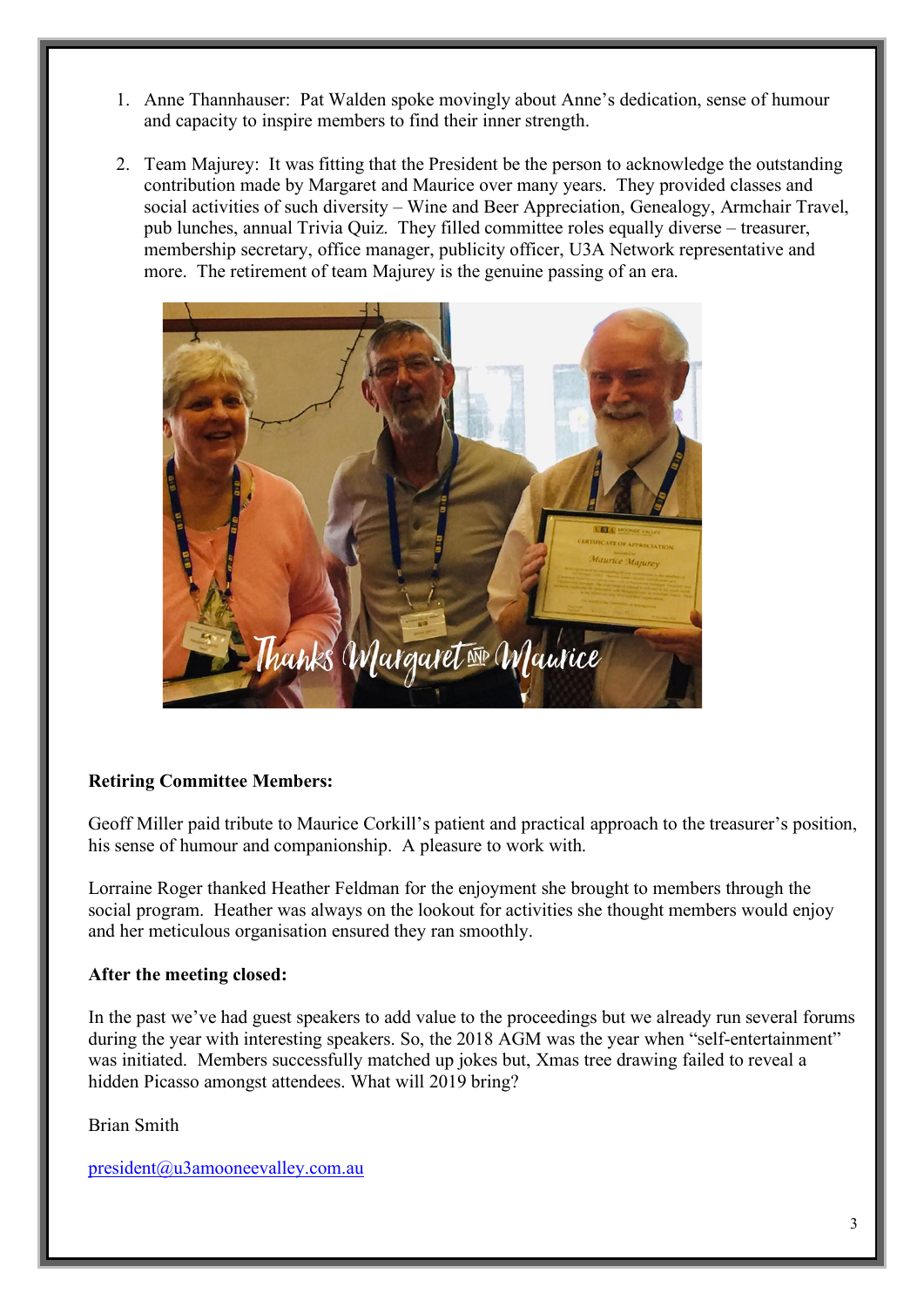1. Anne Thannhauser: Pat Walden spoke movingly about Anne's dedication, sense of humour and capacity to inspire members to find their inner strength.

2. Team Majurey: It was fitting that the President be the person to acknowledge the outstanding contribution made by Margaret and Maurice over many years. They provided classes and social activities of such diversity – Wine and Beer Appreciation, Genealogy, Armchair Travel, pub lunches, annual Trivia Quiz. They filled committee roles equally diverse – treasurer, membership secretary, office manager, publicity officer, U3A Network representative and more. The retirement of team Majurey is the genuine passing of an era.

**Retiring Committee Members:**

Geoff Miller paid tribute to Maurice Corkill's patient and practical approach to the treasurer's position, his sense of humour and companionship. A pleasure to work with.

Lorraine Roger thanked Heather Feldman for the enjoyment she brought to members through the social program. Heather was always on the lookout for activities she thought members would enjoy and her meticulous organisation ensured they ran smoothly.

**After the meeting closed:**

In the past we've had guest speakers to add value to the proceedings but we already run several forums during the year with interesting speakers. So, the 2018 AGM was the year when "self-entertainment" was initiated. Members successfully matched up jokes but, Xmas tree drawing failed to reveal a hidden Picasso amongst attendees. What will 2019 bring?

Brian Smith

president@u3amooneevalley.com.au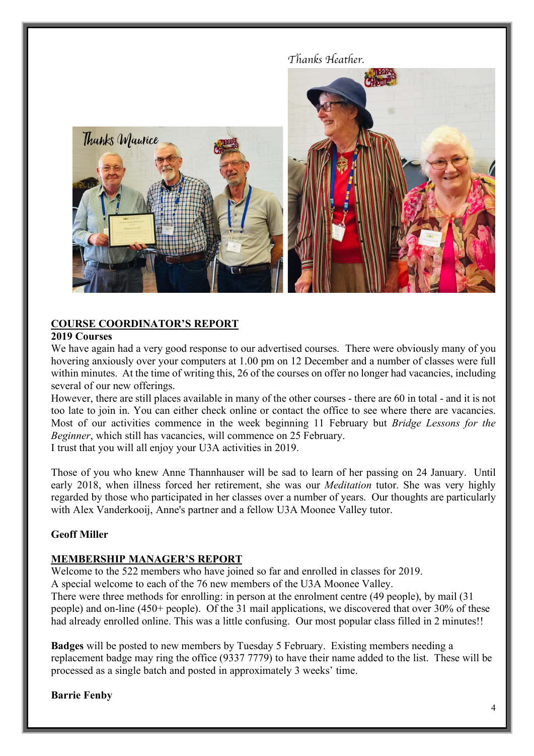Thanks Heather.

Thanks Maurice

## COURSE COORDINATOR'S REPORT

**2019 Courses**

We have again had a very good response to our advertised courses. There were obviously many of you hovering anxiously over your computers at 1.00 pm on 12 December and a number of classes were full within minutes. At the time of writing this, 26 of the courses on offer no longer had vacancies, including several of our new offerings.

However, there are still places available in many of the other courses - there are 60 in total - and it is not too late to join in. You can either check online or contact the office to see where there are vacancies. Most of our activities commence in the week beginning 11 February but *Bridge Lessons for the Beginner*, which still has vacancies, will commence on 25 February.

I trust that you will all enjoy your U3A activities in 2019.

Those of you who knew Anne Thannhauser will be sad to learn of her passing on 24 January. Until early 2018, when illness forced her retirement, she was our *Meditation* tutor. She was very highly regarded by those who participated in her classes over a number of years. Our thoughts are particularly with Alex Vanderkooij, Anne's partner and a fellow U3A Moonee Valley tutor.

**Geoff Miller**

## MEMBERSHIP MANAGER'S REPORT

Welcome to the 522 members who have joined so far and enrolled in classes for 2019.

A special welcome to each of the 76 new members of the U3A Moonee Valley.

There were three methods for enrolling: in person at the enrolment centre (49 people), by mail (31 people) and on-line (450+ people). Of the 31 mail applications, we discovered that over 30% of these had already enrolled online. This was a little confusing. Our most popular class filled in 2 minutes!!

**Badges** will be posted to new members by Tuesday 5 February. Existing members needing a replacement badge may ring the office (9337 7779) to have their name added to the list. These will be processed as a single batch and posted in approximately 3 weeks' time.

**Barrie Fenby**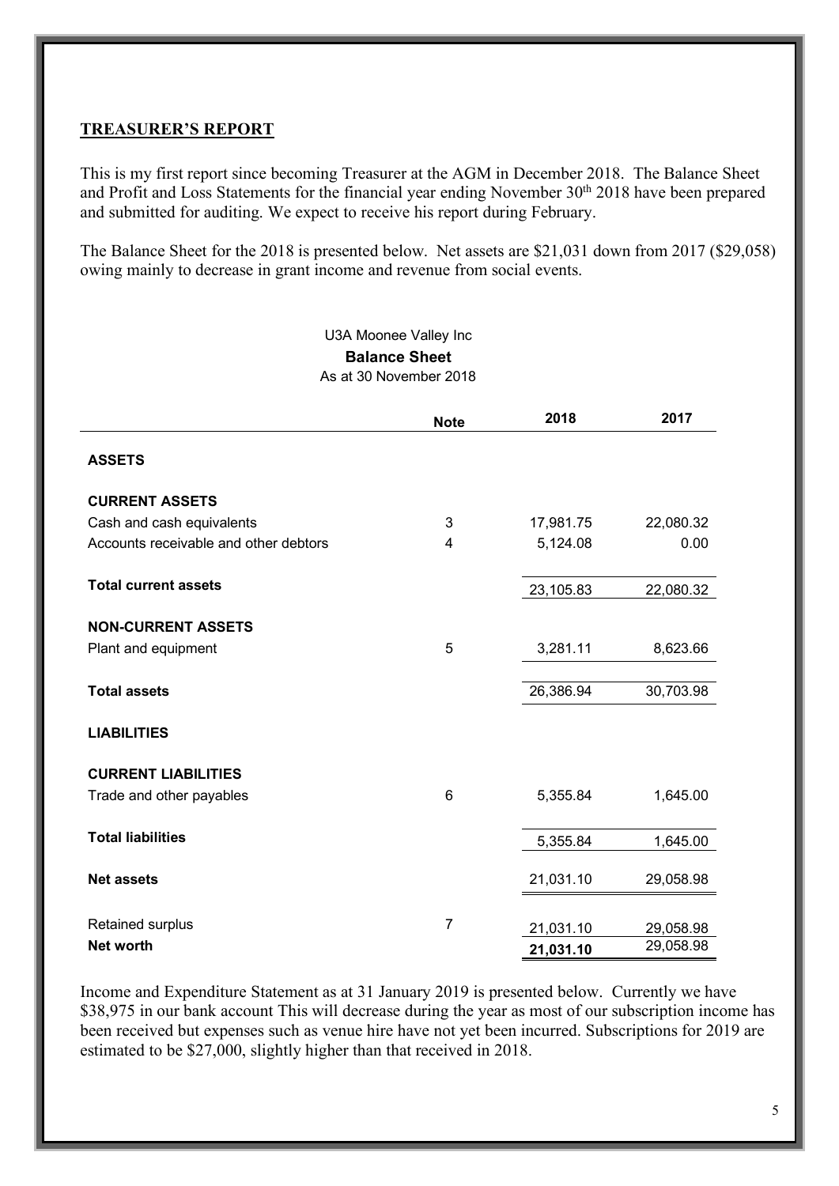## TREASURER'S REPORT

This is my first report since becoming Treasurer at the AGM in December 2018. The Balance Sheet and Profit and Loss Statements for the financial year ending November 30th 2018 have been prepared and submitted for auditing. We expect to receive his report during February.

The Balance Sheet for the 2018 is presented below. Net assets are $21,031 down from 2017 ($29,058) owing mainly to decrease in grant income and revenue from social events.

U3A Moonee Valley Inc

**Balance Sheet**

As at 30 November 2018

| | Note | 2018 | 2017 |
|---|---|---|---|
| **ASSETS** | | | |
| **CURRENT ASSETS** | | | |
| Cash and cash equivalents | 3 | 17,981.75 | 22,080.32 |
| Accounts receivable and other debtors | 4 | 5,124.08 | 0.00 |
| **Total current assets** | | 23,105.83 | 22,080.32 |
| **NON-CURRENT ASSETS** | | | |
| Plant and equipment | 5 | 3,281.11 | 8,623.66 |
| **Total assets** | | 26,386.94 | 30,703.98 |
| **LIABILITIES** | | | |
| **CURRENT LIABILITIES** | | | |
| Trade and other payables | 6 | 5,355.84 | 1,645.00 |
| **Total liabilities** | | 5,355.84 | 1,645.00 |
| **Net assets** | | 21,031.10 | 29,058.98 |
| Retained surplus | 7 | 21,031.10 | 29,058.98 |
| **Net worth** | | **21,031.10** | 29,058.98 |

Income and Expenditure Statement as at 31 January 2019 is presented below. Currently we have $38,975 in our bank account This will decrease during the year as most of our subscription income has been received but expenses such as venue hire have not yet been incurred. Subscriptions for 2019 are estimated to be $27,000, slightly higher than that received in 2018.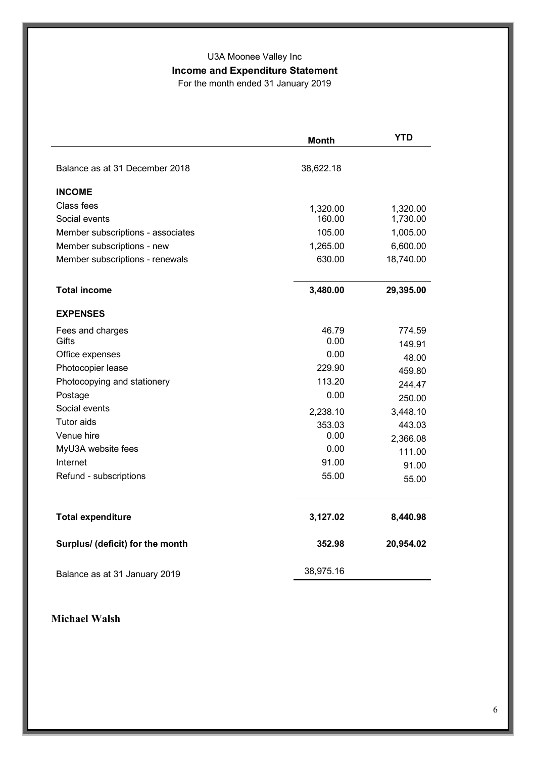U3A Moonee Valley Inc

**Income and Expenditure Statement**

For the month ended 31 January 2019

| | **Month** | **YTD** |
|---|---|---|
| Balance as at 31 December 2018 | 38,622.18 | |
| **INCOME** | | |
| Class fees | 1,320.00 | 1,320.00 |
| Social events | 160.00 | 1,730.00 |
| Member subscriptions - associates | 105.00 | 1,005.00 |
| Member subscriptions - new | 1,265.00 | 6,600.00 |
| Member subscriptions - renewals | 630.00 | 18,740.00 |
| **Total income** | **3,480.00** | **29,395.00** |
| **EXPENSES** | | |
| Fees and charges | 46.79 | 774.59 |
| Gifts | 0.00 | 149.91 |
| Office expenses | 0.00 | 48.00 |
| Photocopier lease | 229.90 | 459.80 |
| Photocopying and stationery | 113.20 | 244.47 |
| Postage | 0.00 | 250.00 |
| Social events | 2,238.10 | 3,448.10 |
| Tutor aids | 353.03 | 443.03 |
| Venue hire | 0.00 | 2,366.08 |
| MyU3A website fees | 0.00 | 111.00 |
| Internet | 91.00 | 91.00 |
| Refund - subscriptions | 55.00 | 55.00 |
| **Total expenditure** | **3,127.02** | **8,440.98** |
| **Surplus/ (deficit) for the month** | **352.98** | **20,954.02** |
| Balance as at 31 January 2019 | 38,975.16 | |

**Michael Walsh**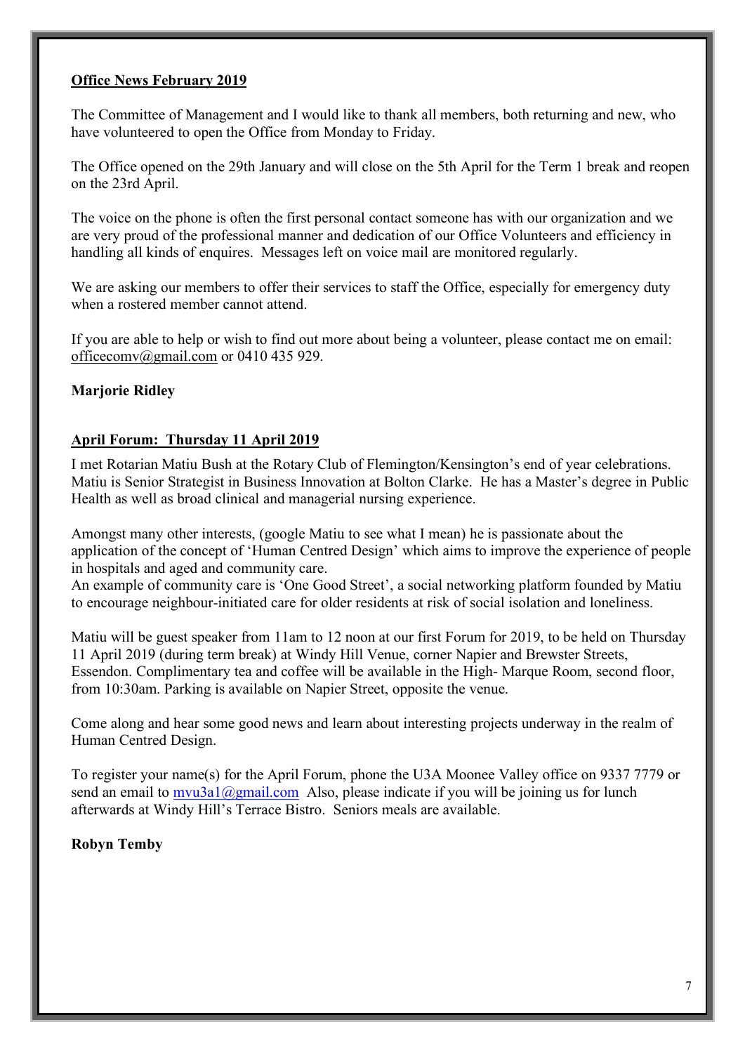**Office News February 2019**

The Committee of Management and I would like to thank all members, both returning and new, who have volunteered to open the Office from Monday to Friday.

The Office opened on the 29th January and will close on the 5th April for the Term 1 break and reopen on the 23rd April.

The voice on the phone is often the first personal contact someone has with our organization and we are very proud of the professional manner and dedication of our Office Volunteers and efficiency in handling all kinds of enquires. Messages left on voice mail are monitored regularly.

We are asking our members to offer their services to staff the Office, especially for emergency duty when a rostered member cannot attend.

If you are able to help or wish to find out more about being a volunteer, please contact me on email: officecomv@gmail.com or 0410 435 929.

**Marjorie Ridley**

**April Forum: Thursday 11 April 2019**

I met Rotarian Matiu Bush at the Rotary Club of Flemington/Kensington's end of year celebrations. Matiu is Senior Strategist in Business Innovation at Bolton Clarke. He has a Master's degree in Public Health as well as broad clinical and managerial nursing experience.

Amongst many other interests, (google Matiu to see what I mean) he is passionate about the application of the concept of 'Human Centred Design' which aims to improve the experience of people in hospitals and aged and community care.
An example of community care is 'One Good Street', a social networking platform founded by Matiu to encourage neighbour-initiated care for older residents at risk of social isolation and loneliness.

Matiu will be guest speaker from 11am to 12 noon at our first Forum for 2019, to be held on Thursday 11 April 2019 (during term break) at Windy Hill Venue, corner Napier and Brewster Streets, Essendon. Complimentary tea and coffee will be available in the High- Marque Room, second floor, from 10:30am. Parking is available on Napier Street, opposite the venue.

Come along and hear some good news and learn about interesting projects underway in the realm of Human Centred Design.

To register your name(s) for the April Forum, phone the U3A Moonee Valley office on 9337 7779 or send an email to mvu3a1@gmail.com Also, please indicate if you will be joining us for lunch afterwards at Windy Hill's Terrace Bistro. Seniors meals are available.

**Robyn Temby**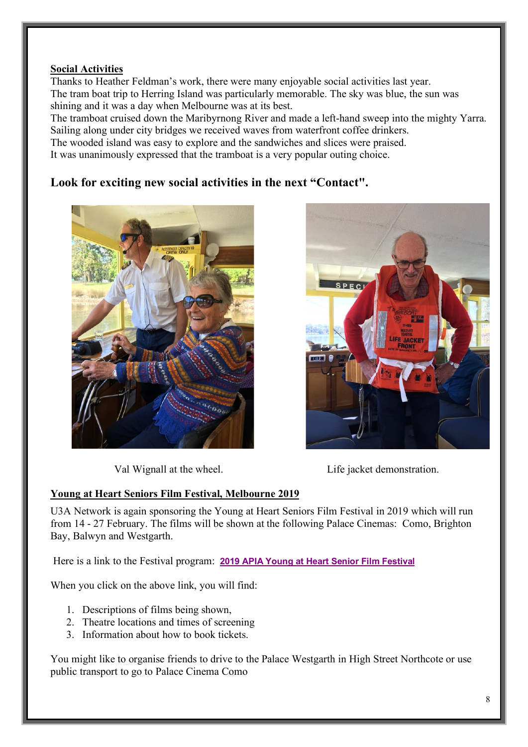**Social Activities**

Thanks to Heather Feldman's work, there were many enjoyable social activities last year.
The tram boat trip to Herring Island was particularly memorable. The sky was blue, the sun was shining and it was a day when Melbourne was at its best.
The tramboat cruised down the Maribyrnong River and made a left-hand sweep into the mighty Yarra. Sailing along under city bridges we received waves from waterfront coffee drinkers.
The wooded island was easy to explore and the sandwiches and slices were praised.
It was unanimously expressed that the tramboat is a very popular outing choice.

## Look for exciting new social activities in the next "Contact".

Val Wignall at the wheel.

Life jacket demonstration.

**Young at Heart Seniors Film Festival, Melbourne 2019**

U3A Network is again sponsoring the Young at Heart Seniors Film Festival in 2019 which will run from 14 - 27 February. The films will be shown at the following Palace Cinemas: Como, Brighton Bay, Balwyn and Westgarth.

Here is a link to the Festival program: **2019 APIA Young at Heart Senior Film Festival**

When you click on the above link, you will find:

1. Descriptions of films being shown,
2. Theatre locations and times of screening
3. Information about how to book tickets.

You might like to organise friends to drive to the Palace Westgarth in High Street Northcote or use public transport to go to Palace Cinema Como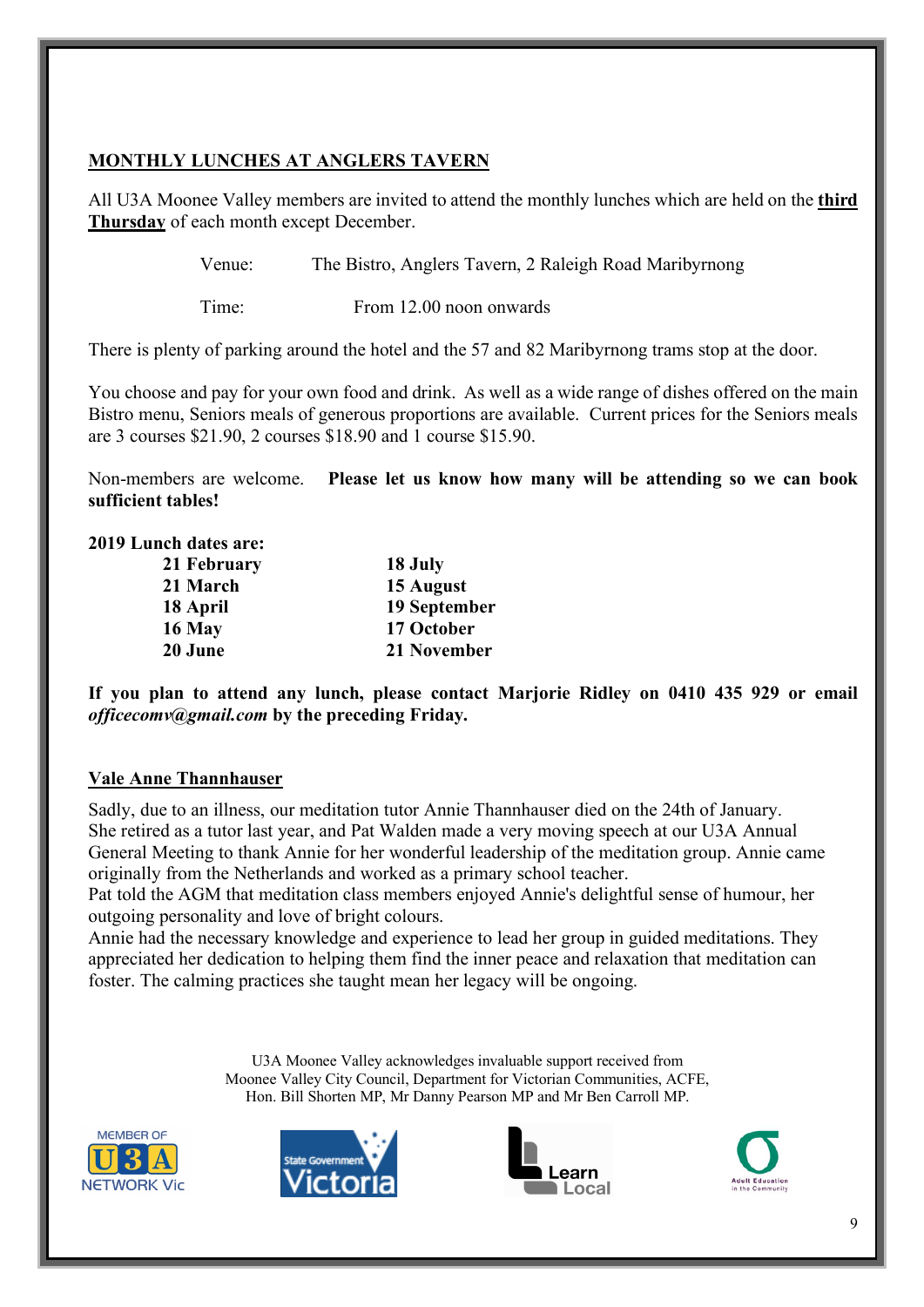## MONTHLY LUNCHES AT ANGLERS TAVERN

All U3A Moonee Valley members are invited to attend the monthly lunches which are held on the **third Thursday** of each month except December.

Venue: The Bistro, Anglers Tavern, 2 Raleigh Road Maribyrnong

Time: From 12.00 noon onwards

There is plenty of parking around the hotel and the 57 and 82 Maribyrnong trams stop at the door.

You choose and pay for your own food and drink. As well as a wide range of dishes offered on the main Bistro menu, Seniors meals of generous proportions are available. Current prices for the Seniors meals are 3 courses $21.90, 2 courses $18.90 and 1 course $15.90.

Non-members are welcome. **Please let us know how many will be attending so we can book sufficient tables!**

**2019 Lunch dates are:**

| | |
|---|---|
| **21 February** | **18 July** |
| **21 March** | **15 August** |
| **18 April** | **19 September** |
| **16 May** | **17 October** |
| **20 June** | **21 November** |

**If you plan to attend any lunch, please contact Marjorie Ridley on 0410 435 929 or email *officecomv@gmail.com* by the preceding Friday.**

## Vale Anne Thannhauser

Sadly, due to an illness, our meditation tutor Annie Thannhauser died on the 24th of January. She retired as a tutor last year, and Pat Walden made a very moving speech at our U3A Annual General Meeting to thank Annie for her wonderful leadership of the meditation group. Annie came originally from the Netherlands and worked as a primary school teacher.

Pat told the AGM that meditation class members enjoyed Annie's delightful sense of humour, her outgoing personality and love of bright colours.

Annie had the necessary knowledge and experience to lead her group in guided meditations. They appreciated her dedication to helping them find the inner peace and relaxation that meditation can foster. The calming practices she taught mean her legacy will be ongoing.

U3A Moonee Valley acknowledges invaluable support received from Moonee Valley City Council, Department for Victorian Communities, ACFE, Hon. Bill Shorten MP, Mr Danny Pearson MP and Mr Ben Carroll MP.

MEMBER OF U3A NETWORK Vic

State Government Victoria

Learn Local

Adult Education in the Community